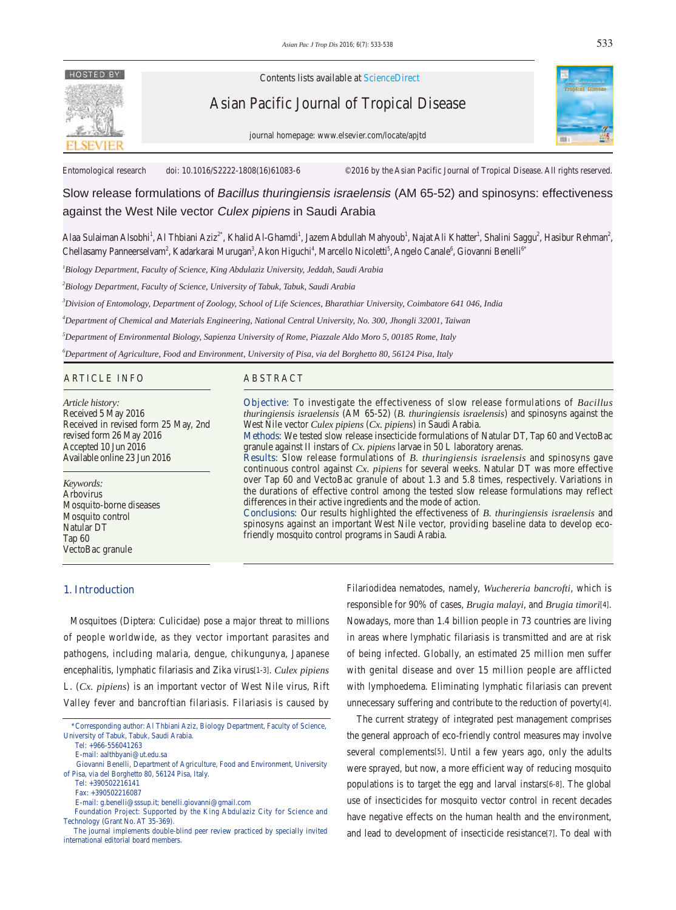Contents lists available at ScienceDirect

Asian Pacific Journal of Tropical Disease

journal homepage: www.elsevier.com/locate/apjtd

Entomological research doi: 10.1016/S2222-1808(16)61083-6 ©2016 by the Asian Pacific Journal of Tropical Disease. All rights reserved.

# Slow release formulations of *Bacillus thuringiensis israelensis* (AM 65-52) and spinosyns: effectiveness against the West Nile vector *Culex pipiens* in Saudi Arabia

Alaa Sulaiman Alsobhi[1], Al Thbiani Aziz[2*], Khalid Al-Ghamdi[1], Jazem Abdullah Mahyoub[1], Najat Ali Khatter[1], Shalini Saggu[2], Hasibur Rehman[2], Chellasamy Panneerselvam[2], Kadarkarai Murugan[3], Akon Higuchi[4], Marcello Nicoletti[5], Angelo Canale[6], Giovanni Benelli[6*]

[1]*Biology Department, Faculty of Science, King Abdulaziz University, Jeddah, Saudi Arabia*

[2]*Biology Department, Faculty of Science, University of Tabuk, Tabuk, Saudi Arabia*

[3]*Division of Entomology, Department of Zoology, School of Life Sciences, Bharathiar University, Coimbatore 641 046, India*

[4]*Department of Chemical and Materials Engineering, National Central University, No. 300, Jhongli 32001, Taiwan*

[5]*Department of Environmental Biology, Sapienza University of Rome, Piazzale Aldo Moro 5, 00185 Rome, Italy*

[6]*Department of Agriculture, Food and Environment, University of Pisa, via del Borghetto 80, 56124 Pisa, Italy*

## ARTICLE INFO

*Article history:*
Received 5 May 2016
Received in revised form 25 May, 2nd revised form 26 May 2016
Accepted 10 Jun 2016
Available online 23 Jun 2016

*Keywords:*
Arbovirus
Mosquito-borne diseases
Mosquito control
Natular DT
Tap 60
VectoBac granule

## ABSTRACT

**Objective:** To investigate the effectiveness of slow release formulations of *Bacillus thuringiensis israelensis* (AM 65-52) (*B. thuringiensis israelensis*) and spinosyns against the West Nile vector *Culex pipiens* (*Cx. pipiens*) in Saudi Arabia.

**Methods:** We tested slow release insecticide formulations of Natular DT, Tap 60 and VectoBac granule against II instars of *Cx. pipiens* larvae in 50 L laboratory arenas.

**Results:** Slow release formulations of *B. thuringiensis israelensis* and spinosyns gave continuous control against *Cx. pipiens* for several weeks. Natular DT was more effective over Tap 60 and VectoBac granule of about 1.3 and 5.8 times, respectively. Variations in the durations of effective control among the tested slow release formulations may reflect differences in their active ingredients and the mode of action.

**Conclusions:** Our results highlighted the effectiveness of *B. thuringiensis israelensis* and spinosyns against an important West Nile vector, providing baseline data to develop eco-friendly mosquito control programs in Saudi Arabia.

## 1. Introduction

Mosquitoes (Diptera: Culicidae) pose a major threat to millions of people worldwide, as they vector important parasites and pathogens, including malaria, dengue, chikungunya, Japanese encephalitis, lymphatic filariasis and Zika virus[1-3]. *Culex pipiens* L. (*Cx. pipiens*) is an important vector of West Nile virus, Rift Valley fever and bancroftian filariasis. Filariasis is caused by Filariodidea nematodes, namely, *Wuchereria bancrofti*, which is responsible for 90% of cases, *Brugia malayi*, and *Brugia timori*[4]. Nowadays, more than 1.4 billion people in 73 countries are living in areas where lymphatic filariasis is transmitted and are at risk of being infected. Globally, an estimated 25 million men suffer with genital disease and over 15 million people are afflicted with lymphoedema. Eliminating lymphatic filariasis can prevent unnecessary suffering and contribute to the reduction of poverty[4].

The current strategy of integrated pest management comprises the general approach of eco-friendly control measures may involve several complements[5]. Until a few years ago, only the adults were sprayed, but now, a more efficient way of reducing mosquito populations is to target the egg and larval instars[6-8]. The global use of insecticides for mosquito vector control in recent decades have negative effects on the human health and the environment, and lead to development of insecticide resistance[7]. To deal with

---

\*Corresponding author: Al Thbiani Aziz, Biology Department, Faculty of Science, University of Tabuk, Tabuk, Saudi Arabia.
Tel: +966-556041263
E-mail: aalthbyani@ut.edu.sa
Giovanni Benelli, Department of Agriculture, Food and Environment, University of Pisa, via del Borghetto 80, 56124 Pisa, Italy.
Tel: +390502216141
Fax: +390502216087
E-mail: g.benelli@sssup.it; benelli.giovanni@gmail.com
Foundation Project: Supported by the King Abdulaziz City for Science and Technology (Grant No. AT 35-369).
The journal implements double-blind peer review practiced by specially invited international editorial board members.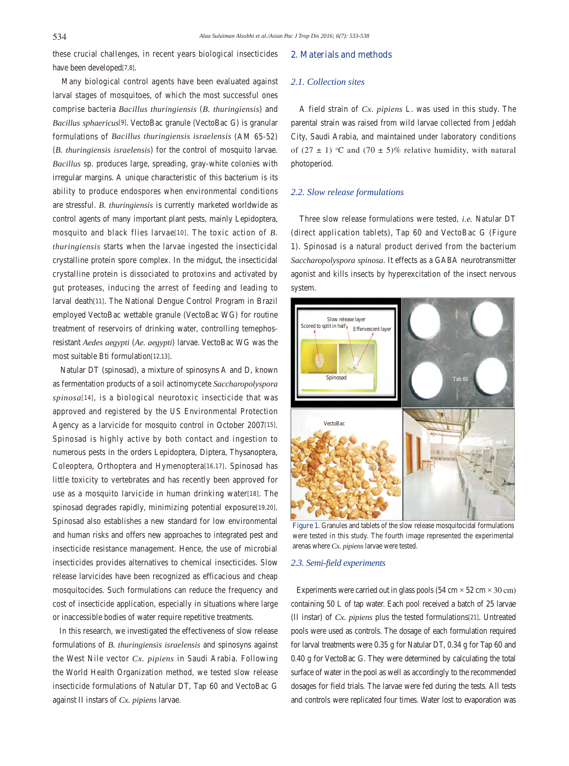these crucial challenges, in recent years biological insecticides have been developed[7,8].

Many biological control agents have been evaluated against larval stages of mosquitoes, of which the most successful ones comprise bacteria *Bacillus thuringiensis* (*B. thuringiensis*) and *Bacillus sphaericus*[9]. VectoBac granule (VectoBac G) is granular formulations of *Bacillus thuringiensis israelensis* (AM 65-52) (*B. thuringiensis israelensis*) for the control of mosquito larvae. *Bacillus* sp. produces large, spreading, gray-white colonies with irregular margins. A unique characteristic of this bacterium is its ability to produce endospores when environmental conditions are stressful. *B. thuringiensis* is currently marketed worldwide as control agents of many important plant pests, mainly Lepidoptera, mosquito and black flies larvae[10]. The toxic action of *B. thuringiensis* starts when the larvae ingested the insecticidal crystalline protein spore complex. In the midgut, the insecticidal crystalline protein is dissociated to protoxins and activated by gut proteases, inducing the arrest of feeding and leading to larval death[11]. The National Dengue Control Program in Brazil employed VectoBac wettable granule (VectoBac WG) for routine treatment of reservoirs of drinking water, controlling temephos-resistant *Aedes aegypti* (*Ae. aegypti*) larvae. VectoBac WG was the most suitable Bti formulation[12,13].

Natular DT (spinosad), a mixture of spinosyns A and D, known as fermentation products of a soil actinomycete *Saccharopolyspora spinosa*[14], is a biological neurotoxic insecticide that was approved and registered by the US Environmental Protection Agency as a larvicide for mosquito control in October 2007[15]. Spinosad is highly active by both contact and ingestion to numerous pests in the orders Lepidoptera, Diptera, Thysanoptera, Coleoptera, Orthoptera and Hymenoptera[16,17]. Spinosad has little toxicity to vertebrates and has recently been approved for use as a mosquito larvicide in human drinking water[18]. The spinosad degrades rapidly, minimizing potential exposure[19,20]. Spinosad also establishes a new standard for low environmental and human risks and offers new approaches to integrated pest and insecticide resistance management. Hence, the use of microbial insecticides provides alternatives to chemical insecticides. Slow release larvicides have been recognized as efficacious and cheap mosquitocides. Such formulations can reduce the frequency and cost of insecticide application, especially in situations where large or inaccessible bodies of water require repetitive treatments.

In this research, we investigated the effectiveness of slow release formulations of *B. thuringiensis israelensis* and spinosyns against the West Nile vector *Cx. pipiens* in Saudi Arabia. Following the World Health Organization method, we tested slow release insecticide formulations of Natular DT, Tap 60 and VectoBac G against II instars of *Cx. pipiens* larvae.

## 2. Materials and methods

### 2.1. Collection sites

A field strain of *Cx. pipiens* L. was used in this study. The parental strain was raised from wild larvae collected from Jeddah City, Saudi Arabia, and maintained under laboratory conditions of (27 ± 1) °C and (70 ± 5)% relative humidity, with natural photoperiod.

### 2.2. Slow release formulations

Three slow release formulations were tested, *i.e.* Natular DT (direct application tablets), Tap 60 and VectoBac G (Figure 1). Spinosad is a natural product derived from the bacterium *Saccharopolyspora spinosa*. It effects as a GABA neurotransmitter agonist and kills insects by hyperexcitation of the insect nervous system.

Figure 1. Granules and tablets of the slow release mosquitocidal formulations were tested in this study. The fourth image represented the experimental arenas where *Cx. pipiens* larvae were tested.

### 2.3. Semi-field experiments

Experiments were carried out in glass pools (54 cm × 52 cm × 30 cm) containing 50 L of tap water. Each pool received a batch of 25 larvae (II instar) of *Cx. pipiens* plus the tested formulations[21]. Untreated pools were used as controls. The dosage of each formulation required for larval treatments were 0.35 g for Natular DT, 0.34 g for Tap 60 and 0.40 g for VectoBac G. They were determined by calculating the total surface of water in the pool as well as accordingly to the recommended dosages for field trials. The larvae were fed during the tests. All tests and controls were replicated four times. Water lost to evaporation was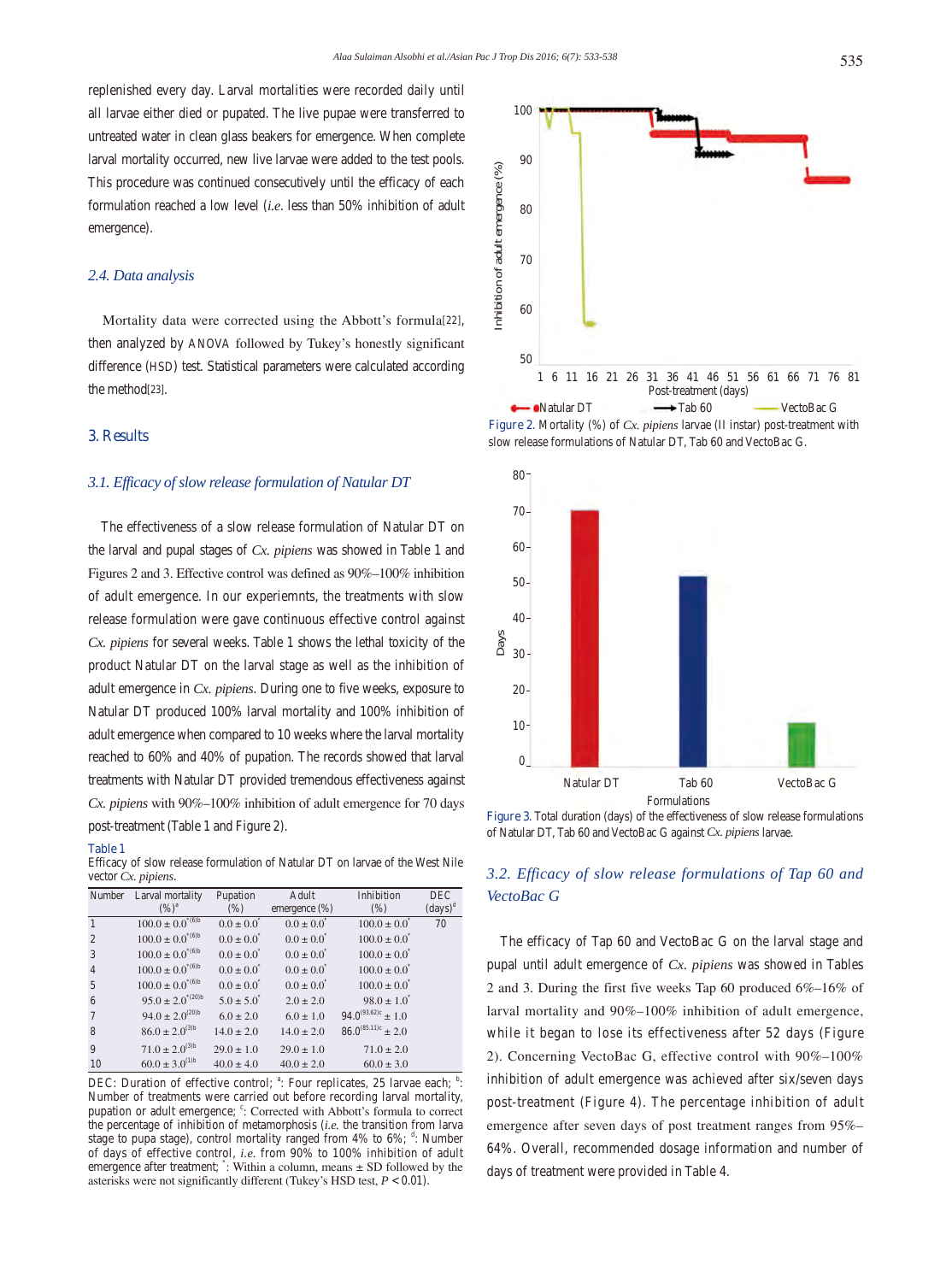replenished every day. Larval mortalities were recorded daily until all larvae either died or pupated. The live pupae were transferred to untreated water in clean glass beakers for emergence. When complete larval mortality occurred, new live larvae were added to the test pools. This procedure was continued consecutively until the efficacy of each formulation reached a low level (*i.e.* less than 50% inhibition of adult emergence).

### 2.4. Data analysis

Mortality data were corrected using the Abbott's formula[22], then analyzed by ANOVA followed by Tukey's honestly significant difference (HSD) test. Statistical parameters were calculated according the method[23].

## 3. Results

### 3.1. Efficacy of slow release formulation of Natular DT

The effectiveness of a slow release formulation of Natular DT on the larval and pupal stages of *Cx. pipiens* was showed in Table 1 and Figures 2 and 3. Effective control was defined as 90%–100% inhibition of adult emergence. In our experiemnts, the treatments with slow release formulation were gave continuous effective control against *Cx. pipiens* for several weeks. Table 1 shows the lethal toxicity of the product Natular DT on the larval stage as well as the inhibition of adult emergence in *Cx. pipiens*. During one to five weeks, exposure to Natular DT produced 100% larval mortality and 100% inhibition of adult emergence when compared to 10 weeks where the larval mortality reached to 60% and 40% of pupation. The records showed that larval treatments with Natular DT provided tremendous effectiveness against *Cx. pipiens* with 90%–100% inhibition of adult emergence for 70 days post-treatment (Table 1 and Figure 2).

Table 1
Efficacy of slow release formulation of Natular DT on larvae of the West Nile vector *Cx. pipiens*.

| Number | Larval mortality (%)[a] | Pupation (%) | Adult emergence (%) | Inhibition (%) | DEC (days)[d] |
|---|---|---|---|---|---|
| 1 | 100.0 ± 0.0[*(6)b] | 0.0 ± 0.0[*] | 0.0 ± 0.0[*] | 100.0 ± 0.0[*] | 70 |
| 2 | 100.0 ± 0.0[*(6)b] | 0.0 ± 0.0[*] | 0.0 ± 0.0[*] | 100.0 ± 0.0[*] | |
| 3 | 100.0 ± 0.0[*(6)b] | 0.0 ± 0.0[*] | 0.0 ± 0.0[*] | 100.0 ± 0.0[*] | |
| 4 | 100.0 ± 0.0[*(6)b] | 0.0 ± 0.0[*] | 0.0 ± 0.0[*] | 100.0 ± 0.0[*] | |
| 5 | 100.0 ± 0.0[*(6)b] | 0.0 ± 0.0[*] | 0.0 ± 0.0[*] | 100.0 ± 0.0[*] | |
| 6 | 95.0 ± 2.0[*(20)b] | 5.0 ± 5.0[*] | 2.0 ± 2.0 | 98.0 ± 1.0[*] | |
| 7 | 94.0 ± 2.0[(20)b] | 6.0 ± 2.0 | 6.0 ± 1.0 | 94.0[(93.62)c] ± 1.0 | |
| 8 | 86.0 ± 2.0[(3)b] | 14.0 ± 2.0 | 14.0 ± 2.0 | 86.0[(85.11)c] ± 2.0 | |
| 9 | 71.0 ± 2.0[(3)b] | 29.0 ± 1.0 | 29.0 ± 1.0 | 71.0 ± 2.0 | |
| 10 | 60.0 ± 3.0[(1)b] | 40.0 ± 4.0 | 40.0 ± 2.0 | 60.0 ± 3.0 | |

DEC: Duration of effective control; [a]: Four replicates, 25 larvae each; [b]: Number of treatments were carried out before recording larval mortality, pupation or adult emergence; [c]: Corrected with Abbott's formula to correct the percentage of inhibition of metamorphosis (*i.e.* the transition from larva stage to pupa stage), control mortality ranged from 4% to 6%; [d]: Number of days of effective control, *i.e.* from 90% to 100% inhibition of adult emergence after treatment; [*]: Within a column, means ± SD followed by the asterisks were not significantly different (Tukey's HSD test, $P < 0.01$).

Figure 2. Mortality (%) of *Cx. pipiens* larvae (II instar) post-treatment with slow release formulations of Natular DT, Tab 60 and VectoBac G.

Figure 3. Total duration (days) of the effectiveness of slow release formulations of Natular DT, Tab 60 and VectoBac G against *Cx. pipiens* larvae.

### 3.2. Efficacy of slow release formulations of Tap 60 and VectoBac G

The efficacy of Tap 60 and VectoBac G on the larval stage and pupal until adult emergence of *Cx. pipiens* was showed in Tables 2 and 3. During the first five weeks Tap 60 produced 6%–16% of larval mortality and 90%–100% inhibition of adult emergence, while it began to lose its effectiveness after 52 days (Figure 2). Concerning VectoBac G, effective control with 90%–100% inhibition of adult emergence was achieved after six/seven days post-treatment (Figure 4). The percentage inhibition of adult emergence after seven days of post treatment ranges from 95%–64%. Overall, recommended dosage information and number of days of treatment were provided in Table 4.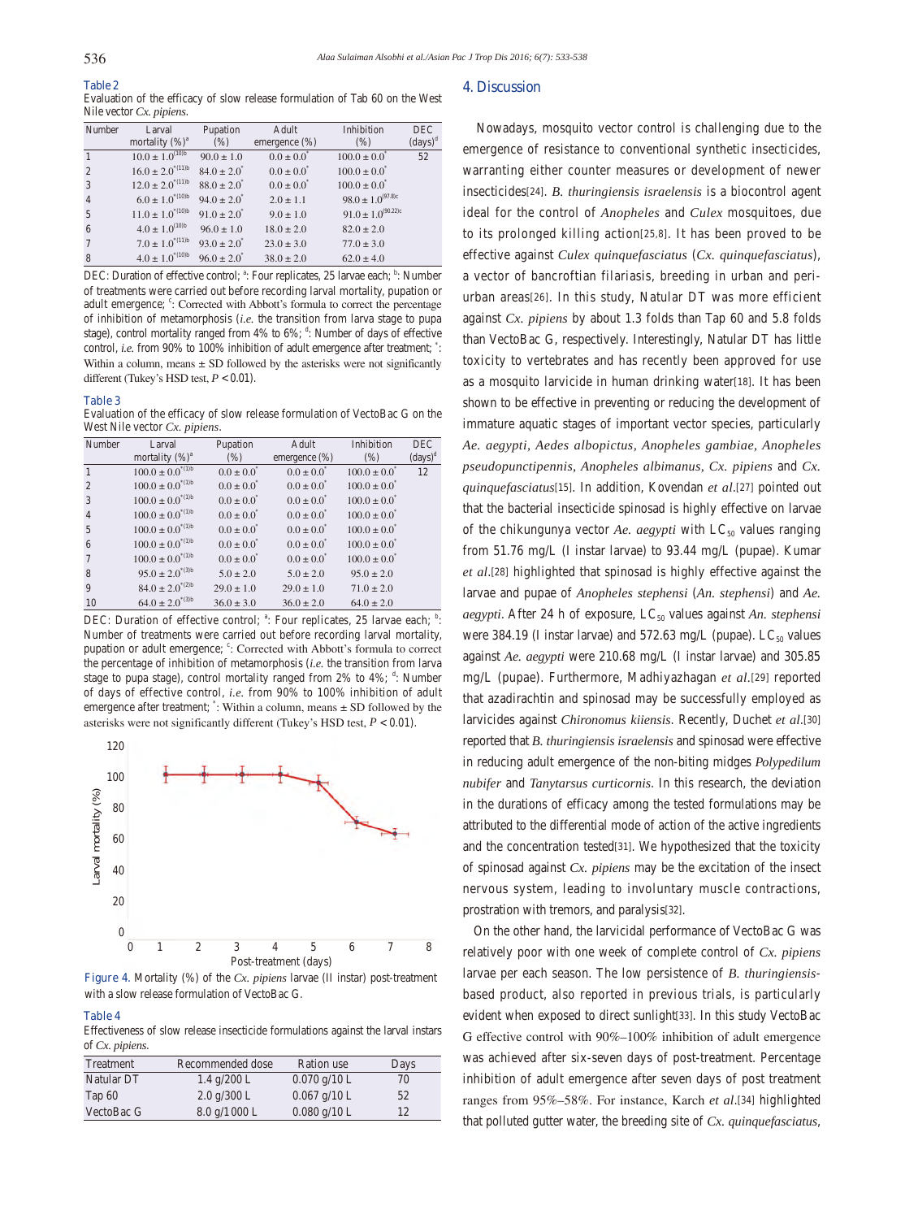**Table 2**
Evaluation of the efficacy of slow release formulation of Tab 60 on the West Nile vector *Cx. pipiens*.

| Number | Larval mortality (%)[a] | Pupation (%) | Adult emergence (%) | Inhibition (%) | DEC (days)[d] |
|---|---|---|---|---|---|
| 1 | 10.0 ± 1.0[(10)b] | 90.0 ± 1.0 | 0.0 ± 0.0* | 100.0 ± 0.0* | 52 |
| 2 | 16.0 ± 2.0*[(11)b] | 84.0 ± 2.0* | 0.0 ± 0.0* | 100.0 ± 0.0* | |
| 3 | 12.0 ± 2.0*[(11)b] | 88.0 ± 2.0* | 0.0 ± 0.0* | 100.0 ± 0.0* | |
| 4 | 6.0 ± 1.0*[(10)b] | 94.0 ± 2.0* | 2.0 ± 1.1 | 98.0 ± 1.0[(97.8)c] | |
| 5 | 11.0 ± 1.0*[(10)b] | 91.0 ± 2.0* | 9.0 ± 1.0 | 91.0 ± 1.0[(90.22)c] | |
| 6 | 4.0 ± 1.0[(10)b] | 96.0 ± 1.0 | 18.0 ± 2.0 | 82.0 ± 2.0 | |
| 7 | 7.0 ± 1.0*[(11)b] | 93.0 ± 2.0* | 23.0 ± 3.0 | 77.0 ± 3.0 | |
| 8 | 4.0 ± 1.0*[(10)b] | 96.0 ± 2.0* | 38.0 ± 2.0 | 62.0 ± 4.0 | |

DEC: Duration of effective control; [a]: Four replicates, 25 larvae each; [b]: Number of treatments were carried out before recording larval mortality, pupation or adult emergence; [c]: Corrected with Abbott's formula to correct the percentage of inhibition of metamorphosis (*i.e.* the transition from larva stage to pupa stage), control mortality ranged from 4% to 6%; [d]: Number of days of effective control, *i.e.* from 90% to 100% inhibition of adult emergence after treatment; *: Within a column, means ± SD followed by the asterisks were not significantly different (Tukey's HSD test, $P < 0.01$).

**Table 3**
Evaluation of the efficacy of slow release formulation of VectoBac G on the West Nile vector *Cx. pipiens*.

| Number | Larval mortality (%)[a] | Pupation (%) | Adult emergence (%) | Inhibition (%) | DEC (days)[d] |
|---|---|---|---|---|---|
| 1 | 100.0 ± 0.0*[(1)b] | 0.0 ± 0.0* | 0.0 ± 0.0* | 100.0 ± 0.0* | 12 |
| 2 | 100.0 ± 0.0*[(1)b] | 0.0 ± 0.0* | 0.0 ± 0.0* | 100.0 ± 0.0* | |
| 3 | 100.0 ± 0.0*[(1)b] | 0.0 ± 0.0* | 0.0 ± 0.0* | 100.0 ± 0.0* | |
| 4 | 100.0 ± 0.0*[(1)b] | 0.0 ± 0.0* | 0.0 ± 0.0* | 100.0 ± 0.0* | |
| 5 | 100.0 ± 0.0*[(1)b] | 0.0 ± 0.0* | 0.0 ± 0.0* | 100.0 ± 0.0* | |
| 6 | 100.0 ± 0.0*[(1)b] | 0.0 ± 0.0* | 0.0 ± 0.0* | 100.0 ± 0.0* | |
| 7 | 100.0 ± 0.0*[(1)b] | 0.0 ± 0.0* | 0.0 ± 0.0* | 100.0 ± 0.0* | |
| 8 | 95.0 ± 2.0*[(3)b] | 5.0 ± 2.0 | 5.0 ± 2.0 | 95.0 ± 2.0 | |
| 9 | 84.0 ± 2.0*[(2)b] | 29.0 ± 1.0 | 29.0 ± 1.0 | 71.0 ± 2.0 | |
| 10 | 64.0 ± 2.0*[(3)b] | 36.0 ± 3.0 | 36.0 ± 2.0 | 64.0 ± 2.0 | |

DEC: Duration of effective control; [a]: Four replicates, 25 larvae each; [b]: Number of treatments were carried out before recording larval mortality, pupation or adult emergence; [c]: Corrected with Abbott's formula to correct the percentage of inhibition of metamorphosis (*i.e.* the transition from larva stage to pupa stage), control mortality ranged from 2% to 4%; [d]: Number of days of effective control, *i.e.* from 90% to 100% inhibition of adult emergence after treatment; *: Within a column, means ± SD followed by the asterisks were not significantly different (Tukey's HSD test, $P < 0.01$).

**Figure 4.** Mortality (%) of the *Cx. pipiens* larvae (II instar) post-treatment with a slow release formulation of VectoBac G.

**Table 4**
Effectiveness of slow release insecticide formulations against the larval instars of *Cx. pipiens*.

| Treatment | Recommended dose | Ration use | Days |
|---|---|---|---|
| Natular DT | 1.4 g/200 L | 0.070 g/10 L | 70 |
| Tap 60 | 2.0 g/300 L | 0.067 g/10 L | 52 |
| VectoBac G | 8.0 g/1000 L | 0.080 g/10 L | 12 |

## 4. Discussion

Nowadays, mosquito vector control is challenging due to the emergence of resistance to conventional synthetic insecticides, warranting either counter measures or development of newer insecticides[24]. *B. thuringiensis israelensis* is a biocontrol agent ideal for the control of *Anopheles* and *Culex* mosquitoes, due to its prolonged killing action[25,8]. It has been proved to be effective against *Culex quinquefasciatus* (*Cx. quinquefasciatus*), a vector of bancroftian filariasis, breeding in urban and peri-urban areas[26]. In this study, Natular DT was more efficient against *Cx. pipiens* by about 1.3 folds than Tap 60 and 5.8 folds than VectoBac G, respectively. Interestingly, Natular DT has little toxicity to vertebrates and has recently been approved for use as a mosquito larvicide in human drinking water[18]. It has been shown to be effective in preventing or reducing the development of immature aquatic stages of important vector species, particularly *Ae. aegypti*, *Aedes albopictus*, *Anopheles gambiae*, *Anopheles pseudopunctipennis*, *Anopheles albimanus*, *Cx. pipiens* and *Cx. quinquefasciatus*[15]. In addition, Kovendan *et al.*[27] pointed out that the bacterial insecticide spinosad is highly effective on larvae of the chikungunya vector *Ae. aegypti* with $LC_{50}$ values ranging from 51.76 mg/L (I instar larvae) to 93.44 mg/L (pupae). Kumar *et al.*[28] highlighted that spinosad is highly effective against the larvae and pupae of *Anopheles stephensi* (*An. stephensi*) and *Ae. aegypti*. After 24 h of exposure, $LC_{50}$ values against *An. stephensi* were 384.19 (I instar larvae) and 572.63 mg/L (pupae). $LC_{50}$ values against *Ae. aegypti* were 210.68 mg/L (I instar larvae) and 305.85 mg/L (pupae). Furthermore, Madhiyazhagan *et al.*[29] reported that azadirachtin and spinosad may be successfully employed as larvicides against *Chironomus kiiensis*. Recently, Duchet *et al.*[30] reported that *B. thuringiensis israelensis* and spinosad were effective in reducing adult emergence of the non-biting midges *Polypedilum nubifer* and *Tanytarsus curticornis*. In this research, the deviation in the durations of efficacy among the tested formulations may be attributed to the differential mode of action of the active ingredients and the concentration tested[31]. We hypothesized that the toxicity of spinosad against *Cx. pipiens* may be the excitation of the insect nervous system, leading to involuntary muscle contractions, prostration with tremors, and paralysis[32].

On the other hand, the larvicidal performance of VectoBac G was relatively poor with one week of complete control of *Cx. pipiens* larvae per each season. The low persistence of *B. thuringiensis*-based product, also reported in previous trials, is particularly evident when exposed to direct sunlight[33]. In this study VectoBac G effective control with 90%–100% inhibition of adult emergence was achieved after six-seven days of post-treatment. Percentage inhibition of adult emergence after seven days of post treatment ranges from 95%–58%. For instance, Karch *et al.*[34] highlighted that polluted gutter water, the breeding site of *Cx. quinquefasciatus*,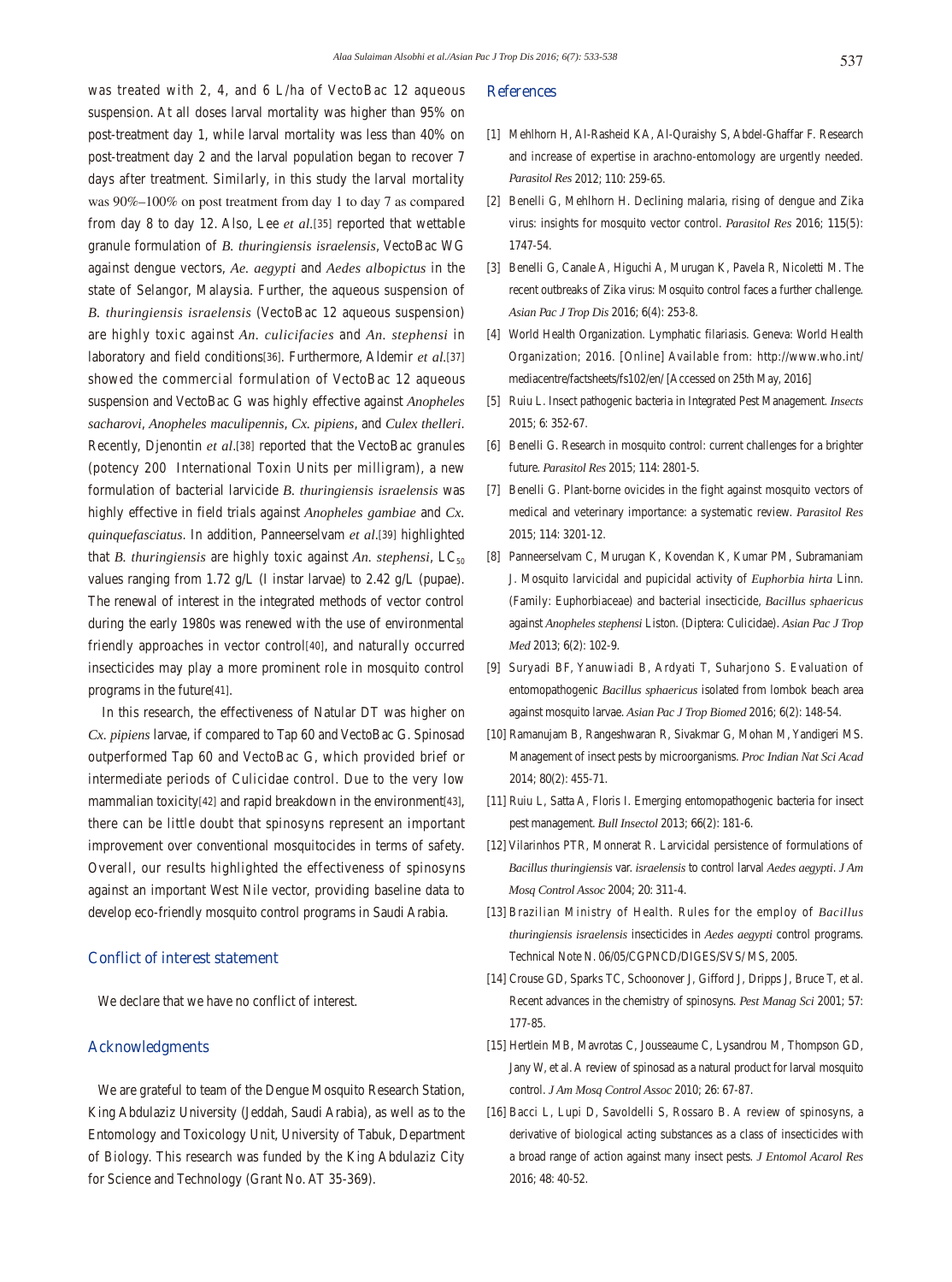was treated with 2, 4, and 6 L/ha of VectoBac 12 aqueous suspension. At all doses larval mortality was higher than 95% on post-treatment day 1, while larval mortality was less than 40% on post-treatment day 2 and the larval population began to recover 7 days after treatment. Similarly, in this study the larval mortality was 90%–100% on post treatment from day 1 to day 7 as compared from day 8 to day 12. Also, Lee *et al*.[35] reported that wettable granule formulation of *B. thuringiensis israelensis*, VectoBac WG against dengue vectors, *Ae. aegypti* and *Aedes albopictus* in the state of Selangor, Malaysia. Further, the aqueous suspension of *B. thuringiensis israelensis* (VectoBac 12 aqueous suspension) are highly toxic against *An. culicifacies* and *An. stephensi* in laboratory and field conditions[36]. Furthermore, Aldemir *et al*.[37] showed the commercial formulation of VectoBac 12 aqueous suspension and VectoBac G was highly effective against *Anopheles sacharovi*, *Anopheles maculipennis*, *Cx. pipiens*, and *Culex thelleri*. Recently, Djenontin *et al*.[38] reported that the VectoBac granules (potency 200 International Toxin Units per milligram), a new formulation of bacterial larvicide *B. thuringiensis israelensis* was highly effective in field trials against *Anopheles gambiae* and *Cx. quinquefasciatus*. In addition, Panneerselvam *et al*.[39] highlighted that *B. thuringiensis* are highly toxic against *An. stephensi*, $LC_{50}$ values ranging from 1.72 g/L (I instar larvae) to 2.42 g/L (pupae). The renewal of interest in the integrated methods of vector control during the early 1980s was renewed with the use of environmental friendly approaches in vector control[40], and naturally occurred insecticides may play a more prominent role in mosquito control programs in the future[41].

In this research, the effectiveness of Natular DT was higher on *Cx. pipiens* larvae, if compared to Tap 60 and VectoBac G. Spinosad outperformed Tap 60 and VectoBac G, which provided brief or intermediate periods of Culicidae control. Due to the very low mammalian toxicity[42] and rapid breakdown in the environment[43], there can be little doubt that spinosyns represent an important improvement over conventional mosquitocides in terms of safety. Overall, our results highlighted the effectiveness of spinosyns against an important West Nile vector, providing baseline data to develop eco-friendly mosquito control programs in Saudi Arabia.

## Conflict of interest statement

We declare that we have no conflict of interest.

## Acknowledgments

We are grateful to team of the Dengue Mosquito Research Station, King Abdulaziz University (Jeddah, Saudi Arabia), as well as to the Entomology and Toxicology Unit, University of Tabuk, Department of Biology. This research was funded by the King Abdulaziz City for Science and Technology (Grant No. AT 35-369).

## References

[1] Mehlhorn H, Al-Rasheid KA, Al-Quraishy S, Abdel-Ghaffar F. Research and increase of expertise in arachno-entomology are urgently needed. *Parasitol Res* 2012; 110: 259-65.

[2] Benelli G, Mehlhorn H. Declining malaria, rising of dengue and Zika virus: insights for mosquito vector control. *Parasitol Res* 2016; 115(5): 1747-54.

[3] Benelli G, Canale A, Higuchi A, Murugan K, Pavela R, Nicoletti M. The recent outbreaks of Zika virus: Mosquito control faces a further challenge. *Asian Pac J Trop Dis* 2016; 6(4): 253-8.

[4] World Health Organization. Lymphatic filariasis. Geneva: World Health Organization; 2016. [Online] Available from: http://www.who.int/mediacentre/factsheets/fs102/en/ [Accessed on 25th May, 2016]

[5] Ruiu L. Insect pathogenic bacteria in Integrated Pest Management. *Insects* 2015; 6: 352-67.

[6] Benelli G. Research in mosquito control: current challenges for a brighter future. *Parasitol Res* 2015; 114: 2801-5.

[7] Benelli G. Plant-borne ovicides in the fight against mosquito vectors of medical and veterinary importance: a systematic review. *Parasitol Res* 2015; 114: 3201-12.

[8] Panneerselvam C, Murugan K, Kovendan K, Kumar PM, Subramaniam J. Mosquito larvicidal and pupicidal activity of *Euphorbia hirta* Linn. (Family: Euphorbiaceae) and bacterial insecticide, *Bacillus sphaericus* against *Anopheles stephensi* Liston. (Diptera: Culicidae). *Asian Pac J Trop Med* 2013; 6(2): 102-9.

[9] Suryadi BF, Yanuwiadi B, Ardyati T, Suharjono S. Evaluation of entomopathogenic *Bacillus sphaericus* isolated from lombok beach area against mosquito larvae. *Asian Pac J Trop Biomed* 2016; 6(2): 148-54.

[10] Ramanujam B, Rangeshwaran R, Sivakmar G, Mohan M, Yandigeri MS. Management of insect pests by microorganisms. *Proc Indian Nat Sci Acad* 2014; 80(2): 455-71.

[11] Ruiu L, Satta A, Floris I. Emerging entomopathogenic bacteria for insect pest management. *Bull Insectol* 2013; 66(2): 181-6.

[12] Vilarinhos PTR, Monnerat R. Larvicidal persistence of formulations of *Bacillus thuringiensis* var. *israelensis* to control larval *Aedes aegypti*. *J Am Mosq Control Assoc* 2004; 20: 311-4.

[13] Brazilian Ministry of Health. Rules for the employ of *Bacillus thuringiensis israelensis* insecticides in *Aedes aegypti* control programs. Technical Note N. 06/05/CGPNCD/DIGES/SVS/ MS, 2005.

[14] Crouse GD, Sparks TC, Schoonover J, Gifford J, Dripps J, Bruce T, et al. Recent advances in the chemistry of spinosyns. *Pest Manag Sci* 2001; 57: 177-85.

[15] Hertlein MB, Mavrotas C, Jousseaume C, Lysandrou M, Thompson GD, Jany W, et al. A review of spinosad as a natural product for larval mosquito control. *J Am Mosq Control Assoc* 2010; 26: 67-87.

[16] Bacci L, Lupi D, Savoldelli S, Rossaro B. A review of spinosyns, a derivative of biological acting substances as a class of insecticides with a broad range of action against many insect pests. *J Entomol Acarol Res* 2016; 48: 40-52.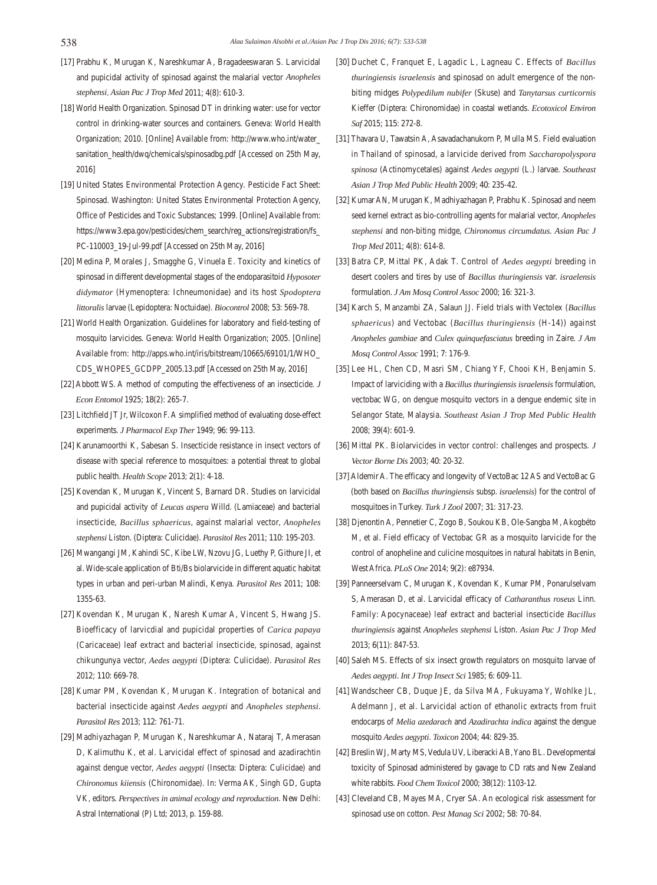[17] Prabhu K, Murugan K, Nareshkumar A, Bragadeeswaran S. Larvicidal and pupicidal activity of spinosad against the malarial vector *Anopheles stephensi*. *Asian Pac J Trop Med* 2011; 4(8): 610-3.

[18] World Health Organization. Spinosad DT in drinking water: use for vector control in drinking-water sources and containers. Geneva: World Health Organization; 2010. [Online] Available from: http://www.who.int/water_sanitation_health/dwq/chemicals/spinosadbg.pdf [Accessed on 25th May, 2016]

[19] United States Environmental Protection Agency. Pesticide Fact Sheet: Spinosad. Washington: United States Environmental Protection Agency, Office of Pesticides and Toxic Substances; 1999. [Online] Available from: https://www3.epa.gov/pesticides/chem_search/reg_actions/registration/fs_PC-110003_19-Jul-99.pdf [Accessed on 25th May, 2016]

[20] Medina P, Morales J, Smagghe G, Vinuela E. Toxicity and kinetics of spinosad in different developmental stages of the endoparasitoid *Hyposoter didymator* (Hymenoptera: Ichneumonidae) and its host *Spodoptera littoralis* larvae (Lepidoptera: Noctuidae). *Biocontrol* 2008; 53: 569-78.

[21] World Health Organization. Guidelines for laboratory and field-testing of mosquito larvicides. Geneva: World Health Organization; 2005. [Online] Available from: http://apps.who.int/iris/bitstream/10665/69101/1/WHO_CDS_WHOPES_GCDPP_2005.13.pdf [Accessed on 25th May, 2016]

[22] Abbott WS. A method of computing the effectiveness of an insecticide. *J Econ Entomol* 1925; 18(2): 265-7.

[23] Litchfield JT Jr, Wilcoxon F. A simplified method of evaluating dose-effect experiments. *J Pharmacol Exp Ther* 1949; 96: 99-113.

[24] Karunamoorthi K, Sabesan S. Insecticide resistance in insect vectors of disease with special reference to mosquitoes: a potential threat to global public health. *Health Scope* 2013; 2(1): 4-18.

[25] Kovendan K, Murugan K, Vincent S, Barnard DR. Studies on larvicidal and pupicidal activity of *Leucas aspera* Willd. (Lamiaceae) and bacterial insecticide, *Bacillus sphaericus*, against malarial vector, *Anopheles stephensi* Liston. (Diptera: Culicidae). *Parasitol Res* 2011; 110: 195-203.

[26] Mwangangi JM, Kahindi SC, Kibe LW, Nzovu JG, Luethy P, Githure JI, et al. Wide-scale application of Bti/Bs biolarvicide in different aquatic habitat types in urban and peri-urban Malindi, Kenya. *Parasitol Res* 2011; 108: 1355-63.

[27] Kovendan K, Murugan K, Naresh Kumar A, Vincent S, Hwang JS. Bioefficacy of larvicdial and pupicidal properties of *Carica papaya* (Caricaceae) leaf extract and bacterial insecticide, spinosad, against chikungunya vector, *Aedes aegypti* (Diptera: Culicidae). *Parasitol Res* 2012; 110: 669-78.

[28] Kumar PM, Kovendan K, Murugan K. Integration of botanical and bacterial insecticide against *Aedes aegypti* and *Anopheles stephensi*. *Parasitol Res* 2013; 112: 761-71.

[29] Madhiyazhagan P, Murugan K, Nareshkumar A, Nataraj T, Amerasan D, Kalimuthu K, et al. Larvicidal effect of spinosad and azadirachtin against dengue vector, *Aedes aegypti* (Insecta: Diptera: Culicidae) and *Chironomus kiiensis* (Chironomidae). In: Verma AK, Singh GD, Gupta VK, editors. *Perspectives in animal ecology and reproduction*. New Delhi: Astral International (P) Ltd; 2013, p. 159-88.

[30] Duchet C, Franquet E, Lagadic L, Lagneau C. Effects of *Bacillus thuringiensis israelensis* and spinosad on adult emergence of the non-biting midges *Polypedilum nubifer* (Skuse) and *Tanytarsus curticornis* Kieffer (Diptera: Chironomidae) in coastal wetlands. *Ecotoxicol Environ Saf* 2015; 115: 272-8.

[31] Thavara U, Tawatsin A, Asavadachanukorn P, Mulla MS. Field evaluation in Thailand of spinosad, a larvicide derived from *Saccharopolyspora spinosa* (Actinomycetales) against *Aedes aegypti* (L.) larvae. *Southeast Asian J Trop Med Public Health* 2009; 40: 235-42.

[32] Kumar AN, Murugan K, Madhiyazhagan P, Prabhu K. Spinosad and neem seed kernel extract as bio-controlling agents for malarial vector, *Anopheles stephensi* and non-biting midge, *Chironomus circumdatus*. *Asian Pac J Trop Med* 2011; 4(8): 614-8.

[33] Batra CP, Mittal PK, Adak T. Control of *Aedes aegypti* breeding in desert coolers and tires by use of *Bacillus thuringiensis* var. *israelensis* formulation. *J Am Mosq Control Assoc* 2000; 16: 321-3.

[34] Karch S, Manzambi ZA, Salaun JJ. Field trials with Vectolex (*Bacillus sphaericus*) and Vectobac (*Bacillus thuringiensis* (H-14)) against *Anopheles gambiae* and *Culex quinquefasciatus* breeding in Zaire. *J Am Mosq Control Assoc* 1991; 7: 176-9.

[35] Lee HL, Chen CD, Masri SM, Chiang YF, Chooi KH, Benjamin S. Impact of larviciding with a *Bacillus thuringiensis israelensis* formulation, vectobac WG, on dengue mosquito vectors in a dengue endemic site in Selangor State, Malaysia. *Southeast Asian J Trop Med Public Health* 2008; 39(4): 601-9.

[36] Mittal PK. Biolarvicides in vector control: challenges and prospects. *J Vector Borne Dis* 2003; 40: 20-32.

[37] Aldemir A. The efficacy and longevity of VectoBac 12 AS and VectoBac G (both based on *Bacillus thuringiensis* subsp. *israelensis*) for the control of mosquitoes in Turkey. *Turk J Zool* 2007; 31: 317-23.

[38] Djenontin A, Pennetier C, Zogo B, Soukou KB, Ole-Sangba M, Akogbéto M, et al. Field efficacy of Vectobac GR as a mosquito larvicide for the control of anopheline and culicine mosquitoes in natural habitats in Benin, West Africa. *PLoS One* 2014; 9(2): e87934.

[39] Panneerselvam C, Murugan K, Kovendan K, Kumar PM, Ponarulselvam S, Amerasan D, et al. Larvicidal efficacy of *Catharanthus roseus* Linn. Family: Apocynaceae) leaf extract and bacterial insecticide *Bacillus thuringiensis* against *Anopheles stephensi* Liston. *Asian Pac J Trop Med* 2013; 6(11): 847-53.

[40] Saleh MS. Effects of six insect growth regulators on mosquito larvae of *Aedes aegypti*. *Int J Trop Insect Sci* 1985; 6: 609-11.

[41] Wandscheer CB, Duque JE, da Silva MA, Fukuyama Y, Wohlke JL, Adelmann J, et al. Larvicidal action of ethanolic extracts from fruit endocarps of *Melia azedarach* and *Azadirachta indica* against the dengue mosquito *Aedes aegypti*. *Toxicon* 2004; 44: 829-35.

[42] Breslin WJ, Marty MS, Vedula UV, Liberacki AB, Yano BL. Developmental toxicity of Spinosad administered by gavage to CD rats and New Zealand white rabbits. *Food Chem Toxicol* 2000; 38(12): 1103-12.

[43] Cleveland CB, Mayes MA, Cryer SA. An ecological risk assessment for spinosad use on cotton. *Pest Manag Sci* 2002; 58: 70-84.